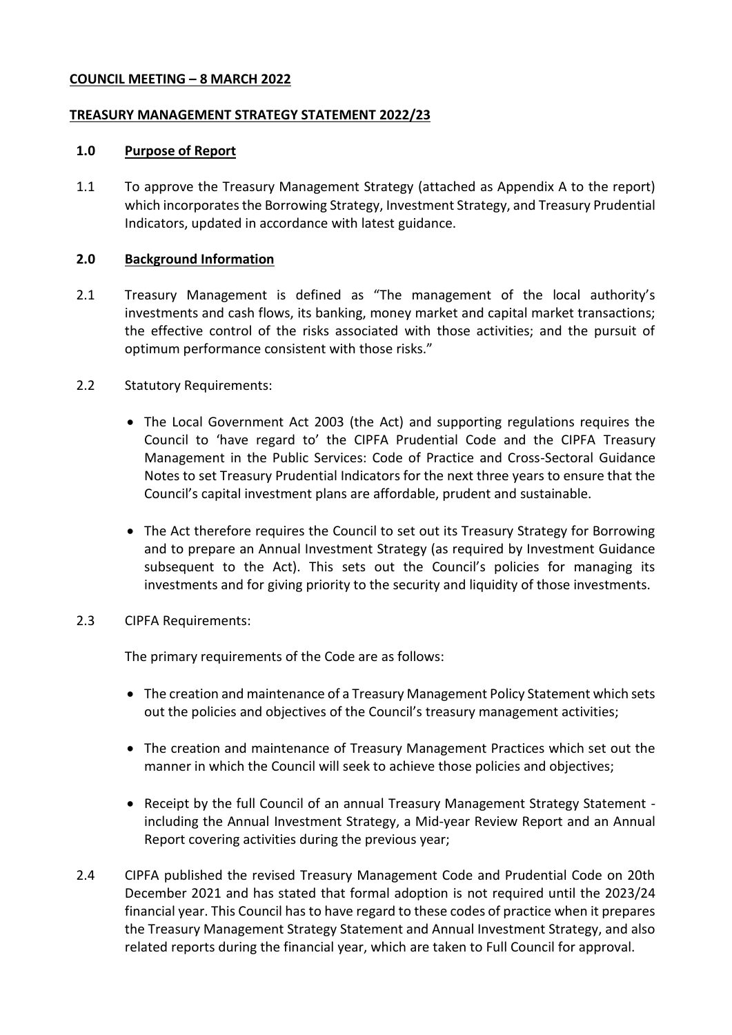**COUNCIL MEETING – 8 MARCH 2022**

**TREASURY MANAGEMENT STRATEGY STATEMENT 2022/23**

**1.0 Purpose of Report**

1.1 To approve the Treasury Management Strategy (attached as Appendix A to the report) which incorporates the Borrowing Strategy, Investment Strategy, and Treasury Prudential Indicators, updated in accordance with latest guidance.

**2.0 Background Information**

2.1 Treasury Management is defined as "The management of the local authority's investments and cash flows, its banking, money market and capital market transactions; the effective control of the risks associated with those activities; and the pursuit of optimum performance consistent with those risks."

2.2 Statutory Requirements:

- The Local Government Act 2003 (the Act) and supporting regulations requires the Council to 'have regard to' the CIPFA Prudential Code and the CIPFA Treasury Management in the Public Services: Code of Practice and Cross-Sectoral Guidance Notes to set Treasury Prudential Indicators for the next three years to ensure that the Council's capital investment plans are affordable, prudent and sustainable.

- The Act therefore requires the Council to set out its Treasury Strategy for Borrowing and to prepare an Annual Investment Strategy (as required by Investment Guidance subsequent to the Act). This sets out the Council's policies for managing its investments and for giving priority to the security and liquidity of those investments.

2.3 CIPFA Requirements:

The primary requirements of the Code are as follows:

- The creation and maintenance of a Treasury Management Policy Statement which sets out the policies and objectives of the Council's treasury management activities;

- The creation and maintenance of Treasury Management Practices which set out the manner in which the Council will seek to achieve those policies and objectives;

- Receipt by the full Council of an annual Treasury Management Strategy Statement - including the Annual Investment Strategy, a Mid-year Review Report and an Annual Report covering activities during the previous year;

2.4 CIPFA published the revised Treasury Management Code and Prudential Code on 20th December 2021 and has stated that formal adoption is not required until the 2023/24 financial year. This Council has to have regard to these codes of practice when it prepares the Treasury Management Strategy Statement and Annual Investment Strategy, and also related reports during the financial year, which are taken to Full Council for approval.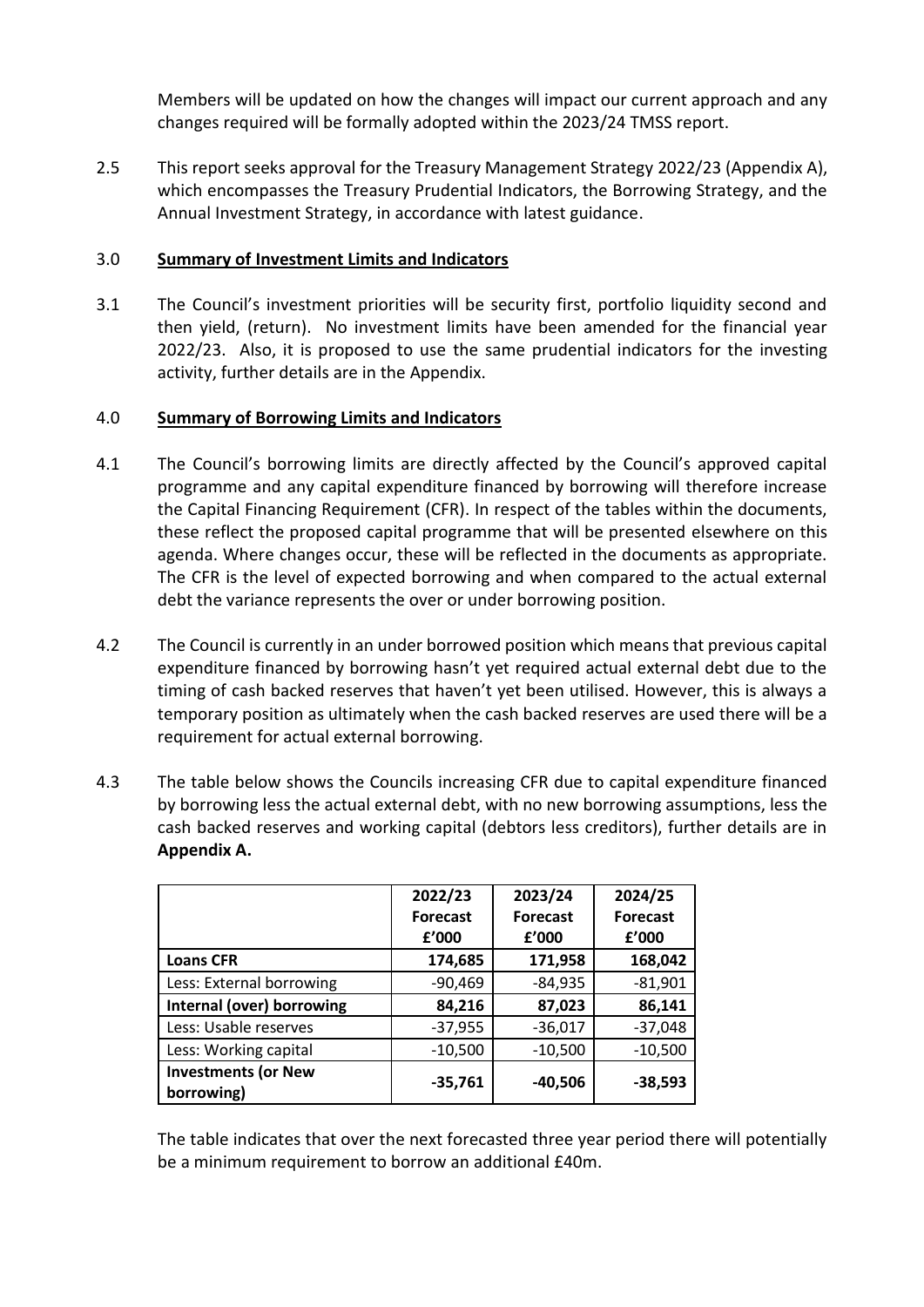Members will be updated on how the changes will impact our current approach and any changes required will be formally adopted within the 2023/24 TMSS report.

2.5 This report seeks approval for the Treasury Management Strategy 2022/23 (Appendix A), which encompasses the Treasury Prudential Indicators, the Borrowing Strategy, and the Annual Investment Strategy, in accordance with latest guidance.

## 3.0 Summary of Investment Limits and Indicators

3.1 The Council's investment priorities will be security first, portfolio liquidity second and then yield, (return). No investment limits have been amended for the financial year 2022/23. Also, it is proposed to use the same prudential indicators for the investing activity, further details are in the Appendix.

## 4.0 Summary of Borrowing Limits and Indicators

4.1 The Council's borrowing limits are directly affected by the Council's approved capital programme and any capital expenditure financed by borrowing will therefore increase the Capital Financing Requirement (CFR). In respect of the tables within the documents, these reflect the proposed capital programme that will be presented elsewhere on this agenda. Where changes occur, these will be reflected in the documents as appropriate. The CFR is the level of expected borrowing and when compared to the actual external debt the variance represents the over or under borrowing position.

4.2 The Council is currently in an under borrowed position which means that previous capital expenditure financed by borrowing hasn't yet required actual external debt due to the timing of cash backed reserves that haven't yet been utilised. However, this is always a temporary position as ultimately when the cash backed reserves are used there will be a requirement for actual external borrowing.

4.3 The table below shows the Councils increasing CFR due to capital expenditure financed by borrowing less the actual external debt, with no new borrowing assumptions, less the cash backed reserves and working capital (debtors less creditors), further details are in **Appendix A.**

| | 2022/23 Forecast £'000 | 2023/24 Forecast £'000 | 2024/25 Forecast £'000 |
|---|---|---|---|
| **Loans CFR** | **174,685** | **171,958** | **168,042** |
| Less: External borrowing | -90,469 | -84,935 | -81,901 |
| **Internal (over) borrowing** | **84,216** | **87,023** | **86,141** |
| Less: Usable reserves | -37,955 | -36,017 | -37,048 |
| Less: Working capital | -10,500 | -10,500 | -10,500 |
| **Investments (or New borrowing)** | **-35,761** | **-40,506** | **-38,593** |

The table indicates that over the next forecasted three year period there will potentially be a minimum requirement to borrow an additional £40m.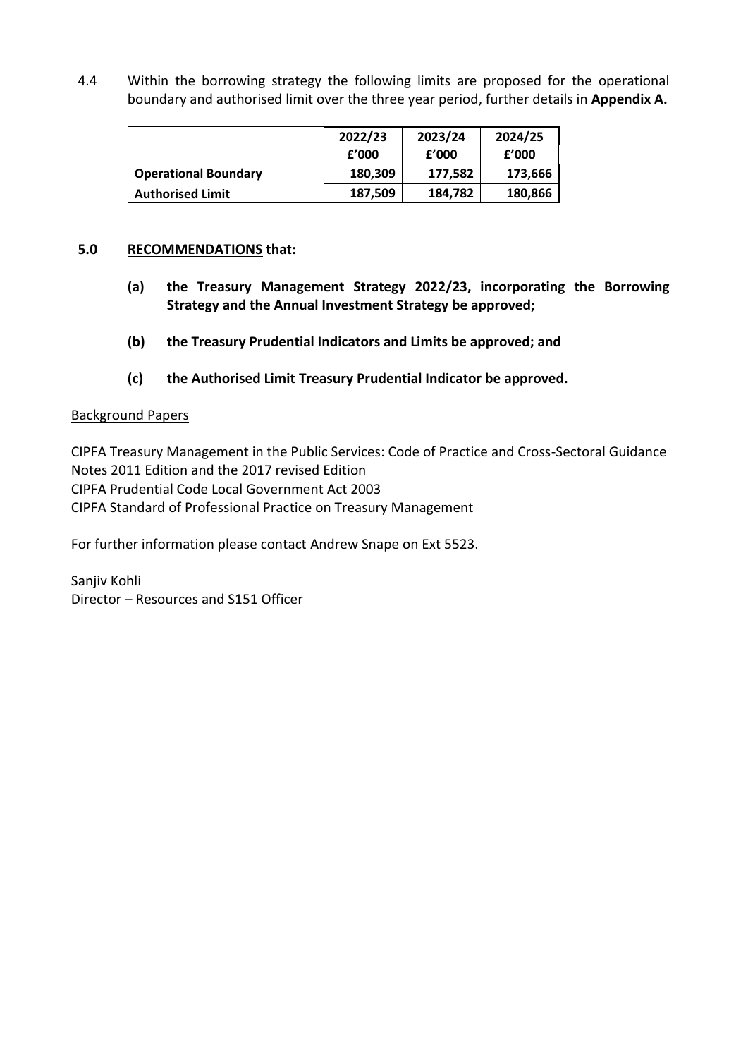4.4 Within the borrowing strategy the following limits are proposed for the operational boundary and authorised limit over the three year period, further details in **Appendix A.**

| | 2022/23 £'000 | 2023/24 £'000 | 2024/25 £'000 |
|---|---|---|---|
| **Operational Boundary** | **180,309** | **177,582** | **173,666** |
| **Authorised Limit** | **187,509** | **184,782** | **180,866** |

## 5.0 RECOMMENDATIONS that:

**(a) the Treasury Management Strategy 2022/23, incorporating the Borrowing Strategy and the Annual Investment Strategy be approved;**

**(b) the Treasury Prudential Indicators and Limits be approved; and**

**(c) the Authorised Limit Treasury Prudential Indicator be approved.**

Background Papers

CIPFA Treasury Management in the Public Services: Code of Practice and Cross-Sectoral Guidance Notes 2011 Edition and the 2017 revised Edition
CIPFA Prudential Code Local Government Act 2003
CIPFA Standard of Professional Practice on Treasury Management

For further information please contact Andrew Snape on Ext 5523.

Sanjiv Kohli
Director – Resources and S151 Officer